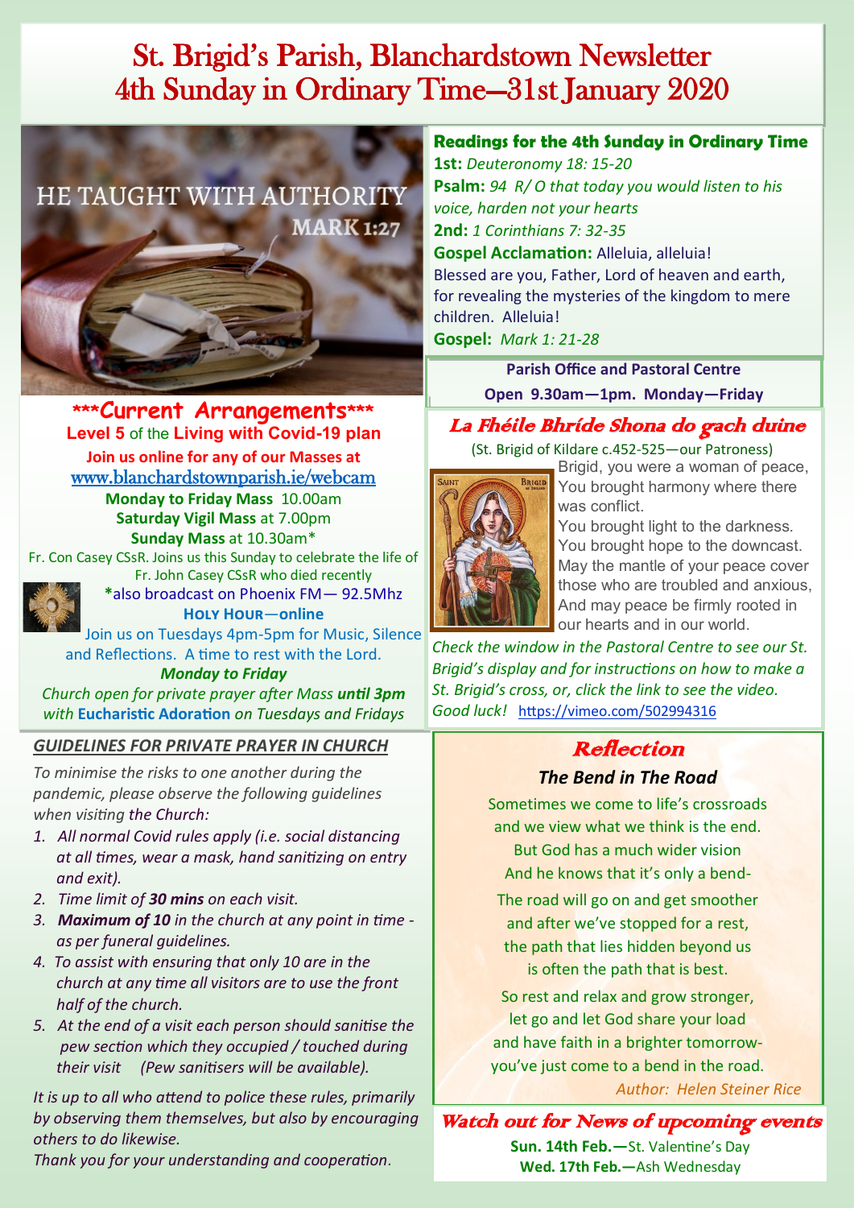# St. Brigid's Parish, Blanchardstown Newsletter
# 4th Sunday in Ordinary Time—31st January 2020

HE TAUGHT WITH AUTHORITY
MARK 1:27

## ***Current Arrangements***

**Level 5** of the **Living with Covid-19 plan**

**Join us online for any of our Masses at**
www.blanchardstownparish.ie/webcam

**Monday to Friday Mass** 10.00am
**Saturday Vigil Mass** at 7.00pm
**Sunday Mass** at 10.30am*

Fr. Con Casey CSsR. Joins us this Sunday to celebrate the life of Fr. John Casey CSsR who died recently

*also broadcast on Phoenix FM— 92.5Mhz

**Holy Hour—online**

Join us on Tuesdays 4pm-5pm for Music, Silence and Reflections. A time to rest with the Lord.

***Monday to Friday***

*Church open for private prayer after Mass **until 3pm** with **Eucharistic Adoration** on Tuesdays and Fridays*

### *GUIDELINES FOR PRIVATE PRAYER IN CHURCH*

*To minimise the risks to one another during the pandemic, please observe the following guidelines when visiting the Church:*

1. *All normal Covid rules apply (i.e. social distancing at all times, wear a mask, hand sanitizing on entry and exit).*
2. *Time limit of **30 mins** on each visit.*
3. ***Maximum of 10** in the church at any point in time - as per funeral guidelines.*
4. *To assist with ensuring that only 10 are in the church at any time all visitors are to use the front half of the church.*
5. *At the end of a visit each person should sanitise the pew section which they occupied / touched during their visit (Pew sanitisers will be available).*

*It is up to all who attend to police these rules, primarily by observing them themselves, but also by encouraging others to do likewise.*
*Thank you for your understanding and cooperation.*

### Readings for the 4th Sunday in Ordinary Time

**1st:** *Deuteronomy 18: 15-20*
**Psalm:** *94 R/ O that today you would listen to his voice, harden not your hearts*
**2nd:** *1 Corinthians 7: 32-35*
**Gospel Acclamation:** Alleluia, alleluia!
Blessed are you, Father, Lord of heaven and earth, for revealing the mysteries of the kingdom to mere children. Alleluia!
**Gospel:** *Mark 1: 21-28*

**Parish Office and Pastoral Centre**
**Open 9.30am—1pm. Monday—Friday**

### La Fhéile Bhríde Shona do gach duine

(St. Brigid of Kildare c.452-525—our Patroness)

Brigid, you were a woman of peace,
You brought harmony where there was conflict.
You brought light to the darkness.
You brought hope to the downcast.
May the mantle of your peace cover those who are troubled and anxious,
And may peace be firmly rooted in our hearts and in our world.

*Check the window in the Pastoral Centre to see our St. Brigid's display and for instructions on how to make a St. Brigid's cross, or, click the link to see the video. Good luck!* https://vimeo.com/502994316

## Reflection

### *The Bend in The Road*

Sometimes we come to life's crossroads
and we view what we think is the end.
But God has a much wider vision
And he knows that it's only a bend-

The road will go on and get smoother
and after we've stopped for a rest,
the path that lies hidden beyond us
is often the path that is best.

So rest and relax and grow stronger,
let go and let God share your load
and have faith in a brighter tomorrow-
you've just come to a bend in the road.

*Author: Helen Steiner Rice*

### Watch out for News of upcoming events

**Sun. 14th Feb.—**St. Valentine's Day
**Wed. 17th Feb.—**Ash Wednesday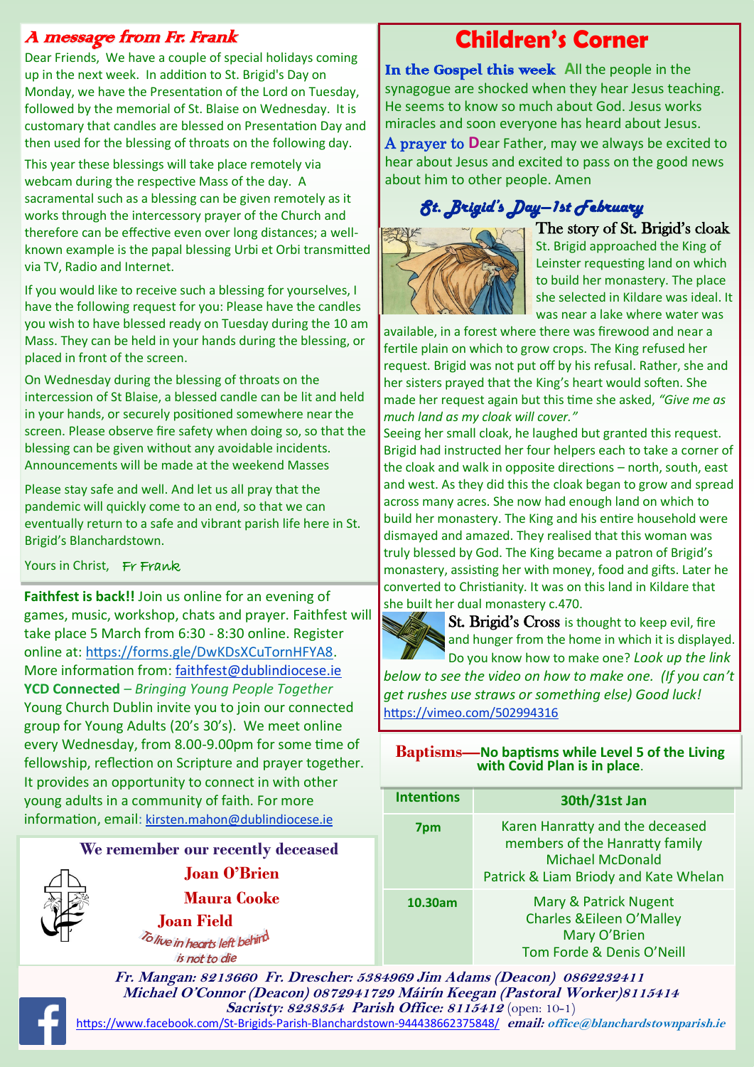## *A message from Fr. Frank*

Dear Friends, We have a couple of special holidays coming up in the next week. In addition to St. Brigid's Day on Monday, we have the Presentation of the Lord on Tuesday, followed by the memorial of St. Blaise on Wednesday. It is customary that candles are blessed on Presentation Day and then used for the blessing of throats on the following day.

This year these blessings will take place remotely via webcam during the respective Mass of the day. A sacramental such as a blessing can be given remotely as it works through the intercessory prayer of the Church and therefore can be effective even over long distances; a well-known example is the papal blessing Urbi et Orbi transmitted via TV, Radio and Internet.

If you would like to receive such a blessing for yourselves, I have the following request for you: Please have the candles you wish to have blessed ready on Tuesday during the 10 am Mass. They can be held in your hands during the blessing, or placed in front of the screen.

On Wednesday during the blessing of throats on the intercession of St Blaise, a blessed candle can be lit and held in your hands, or securely positioned somewhere near the screen. Please observe fire safety when doing so, so that the blessing can be given without any avoidable incidents. Announcements will be made at the weekend Masses

Please stay safe and well. And let us all pray that the pandemic will quickly come to an end, so that we can eventually return to a safe and vibrant parish life here in St. Brigid's Blanchardstown.

Yours in Christ, Fr Frank

**Faithfest is back!!** Join us online for an evening of games, music, workshop, chats and prayer. Faithfest will take place 5 March from 6:30 - 8:30 online. Register online at: https://forms.gle/DwKDsXCuTornHFYA8. More information from: faithfest@dublindiocese.ie

**YCD Connected** – *Bringing Young People Together* Young Church Dublin invite you to join our connected group for Young Adults (20's 30's). We meet online every Wednesday, from 8.00-9.00pm for some time of fellowship, reflection on Scripture and prayer together. It provides an opportunity to connect in with other young adults in a community of faith. For more information, email: kirsten.mahon@dublindiocese.ie

**We remember our recently deceased**

**Joan O'Brien**

**Maura Cooke**

**Joan Field**

*To live in hearts left behind is not to die*

## Children's Corner

**In the Gospel this week** All the people in the synagogue are shocked when they hear Jesus teaching. He seems to know so much about God. Jesus works miracles and soon everyone has heard about Jesus.

**A prayer to** Dear Father, may we always be excited to hear about Jesus and excited to pass on the good news about him to other people. Amen

### *St. Brigid's Day—1st February*

**The story of St. Brigid's cloak**

St. Brigid approached the King of Leinster requesting land on which to build her monastery. The place she selected in Kildare was ideal. It was near a lake where water was available, in a forest where there was firewood and near a fertile plain on which to grow crops. The King refused her request. Brigid was not put off by his refusal. Rather, she and her sisters prayed that the King's heart would soften. She made her request again but this time she asked, *"Give me as much land as my cloak will cover."*

Seeing her small cloak, he laughed but granted this request. Brigid had instructed her four helpers each to take a corner of the cloak and walk in opposite directions – north, south, east and west. As they did this the cloak began to grow and spread across many acres. She now had enough land on which to build her monastery. The King and his entire household were dismayed and amazed. They realised that this woman was truly blessed by God. The King became a patron of Brigid's monastery, assisting her with money, food and gifts. Later he converted to Christianity. It was on this land in Kildare that she built her dual monastery c.470.

**St. Brigid's Cross** is thought to keep evil, fire and hunger from the home in which it is displayed. Do you know how to make one? *Look up the link below to see the video on how to make one. (If you can't get rushes use straws or something else) Good luck!* https://vimeo.com/502994316

**Baptisms—No baptisms while Level 5 of the Living with Covid Plan is in place**.

| Intentions | 30th/31st Jan |
|---|---|
| 7pm | Karen Hanratty and the deceased members of the Hanratty family<br>Michael McDonald<br>Patrick & Liam Briody and Kate Whelan |
| 10.30am | Mary & Patrick Nugent<br>Charles &Eileen O'Malley<br>Mary O'Brien<br>Tom Forde & Denis O'Neill |

**Fr. Mangan: 8213660 Fr. Drescher: 5384969 Jim Adams (Deacon) 0862232411**
**Michael O'Connor (Deacon) 0872941729 Máirín Keegan (Pastoral Worker)8115414**
**Sacristy: 8238354 Parish Office: 8115412** (open: 10-1)
https://www.facebook.com/St-Brigids-Parish-Blanchardstown-944438662375848/ **email: office@blanchardstownparish.ie**